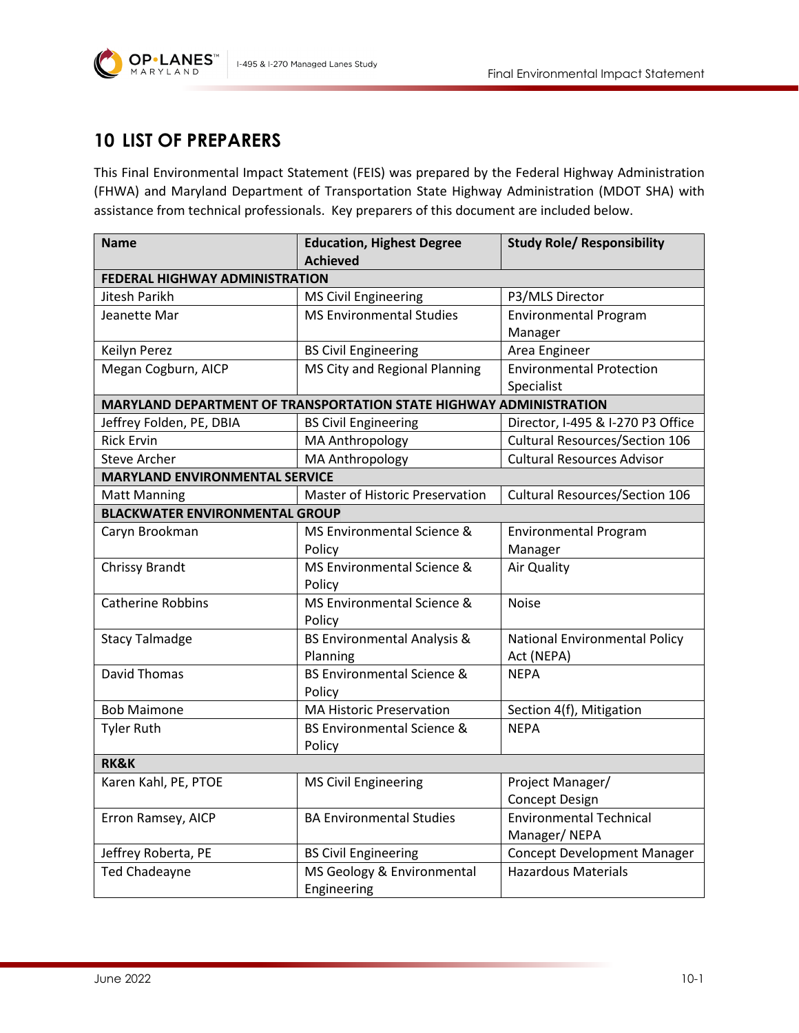# 10 LIST OF PREPARERS

This Final Environmental Impact Statement (FEIS) was prepared by the Federal Highway Administration (FHWA) and Maryland Department of Transportation State Highway Administration (MDOT SHA) with assistance from technical professionals. Key preparers of this document are included below.

| Name | Education, Highest Degree Achieved | Study Role/ Responsibility |
|---|---|---|
| **FEDERAL HIGHWAY ADMINISTRATION** | | |
| Jitesh Parikh | MS Civil Engineering | P3/MLS Director |
| Jeanette Mar | MS Environmental Studies | Environmental Program Manager |
| Keilyn Perez | BS Civil Engineering | Area Engineer |
| Megan Cogburn, AICP | MS City and Regional Planning | Environmental Protection Specialist |
| **MARYLAND DEPARTMENT OF TRANSPORTATION STATE HIGHWAY ADMINISTRATION** | | |
| Jeffrey Folden, PE, DBIA | BS Civil Engineering | Director, I-495 & I-270 P3 Office |
| Rick Ervin | MA Anthropology | Cultural Resources/Section 106 |
| Steve Archer | MA Anthropology | Cultural Resources Advisor |
| **MARYLAND ENVIRONMENTAL SERVICE** | | |
| Matt Manning | Master of Historic Preservation | Cultural Resources/Section 106 |
| **BLACKWATER ENVIRONMENTAL GROUP** | | |
| Caryn Brookman | MS Environmental Science & Policy | Environmental Program Manager |
| Chrissy Brandt | MS Environmental Science & Policy | Air Quality |
| Catherine Robbins | MS Environmental Science & Policy | Noise |
| Stacy Talmadge | BS Environmental Analysis & Planning | National Environmental Policy Act (NEPA) |
| David Thomas | BS Environmental Science & Policy | NEPA |
| Bob Maimone | MA Historic Preservation | Section 4(f), Mitigation |
| Tyler Ruth | BS Environmental Science & Policy | NEPA |
| **RK&K** | | |
| Karen Kahl, PE, PTOE | MS Civil Engineering | Project Manager/ Concept Design |
| Erron Ramsey, AICP | BA Environmental Studies | Environmental Technical Manager/ NEPA |
| Jeffrey Roberta, PE | BS Civil Engineering | Concept Development Manager |
| Ted Chadeayne | MS Geology & Environmental Engineering | Hazardous Materials |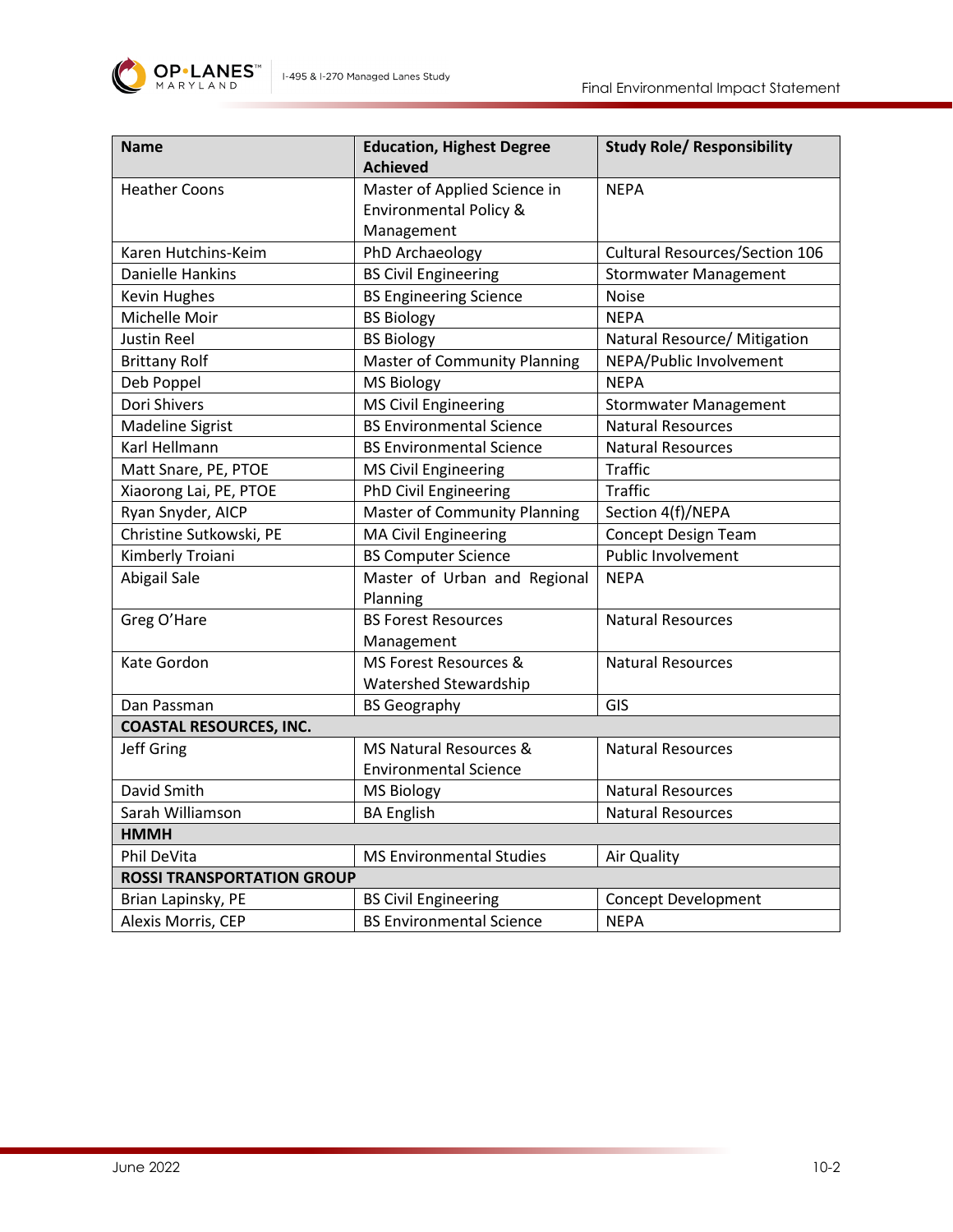| Name | Education, Highest Degree Achieved | Study Role/ Responsibility |
| --- | --- | --- |
| Heather Coons | Master of Applied Science in Environmental Policy & Management | NEPA |
| Karen Hutchins-Keim | PhD Archaeology | Cultural Resources/Section 106 |
| Danielle Hankins | BS Civil Engineering | Stormwater Management |
| Kevin Hughes | BS Engineering Science | Noise |
| Michelle Moir | BS Biology | NEPA |
| Justin Reel | BS Biology | Natural Resource/ Mitigation |
| Brittany Rolf | Master of Community Planning | NEPA/Public Involvement |
| Deb Poppel | MS Biology | NEPA |
| Dori Shivers | MS Civil Engineering | Stormwater Management |
| Madeline Sigrist | BS Environmental Science | Natural Resources |
| Karl Hellmann | BS Environmental Science | Natural Resources |
| Matt Snare, PE, PTOE | MS Civil Engineering | Traffic |
| Xiaorong Lai, PE, PTOE | PhD Civil Engineering | Traffic |
| Ryan Snyder, AICP | Master of Community Planning | Section 4(f)/NEPA |
| Christine Sutkowski, PE | MA Civil Engineering | Concept Design Team |
| Kimberly Troiani | BS Computer Science | Public Involvement |
| Abigail Sale | Master of Urban and Regional Planning | NEPA |
| Greg O'Hare | BS Forest Resources Management | Natural Resources |
| Kate Gordon | MS Forest Resources & Watershed Stewardship | Natural Resources |
| Dan Passman | BS Geography | GIS |
| **COASTAL RESOURCES, INC.** | | |
| Jeff Gring | MS Natural Resources & Environmental Science | Natural Resources |
| David Smith | MS Biology | Natural Resources |
| Sarah Williamson | BA English | Natural Resources |
| **HMMH** | | |
| Phil DeVita | MS Environmental Studies | Air Quality |
| **ROSSI TRANSPORTATION GROUP** | | |
| Brian Lapinsky, PE | BS Civil Engineering | Concept Development |
| Alexis Morris, CEP | BS Environmental Science | NEPA |